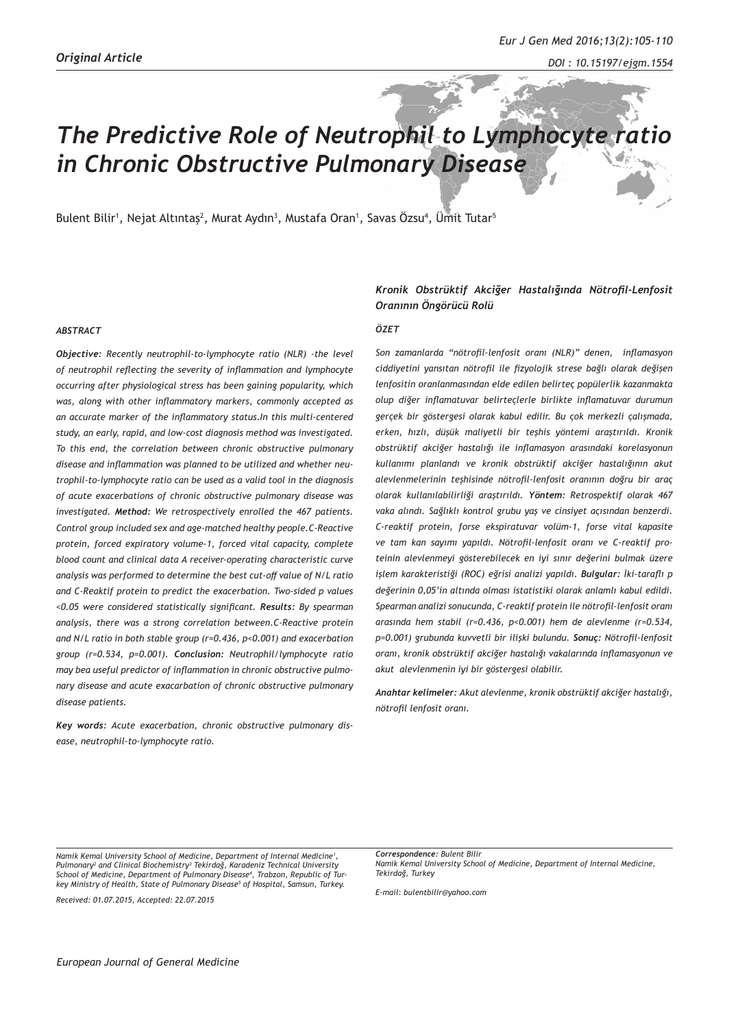*Original Article*

# The Predictive Role of Neutrophil to Lymphocyte ratio in Chronic Obstructive Pulmonary Disease

Bulent Bilir[1], Nejat Altıntaş[2], Murat Aydın[3], Mustafa Oran[1], Savas Özsu[4], Ümit Tutar[5]

### ABSTRACT

***Objective:*** *Recently neutrophil-to-lymphocyte ratio (NLR) -the level of neutrophil reflecting the severity of inflammation and lymphocyte occurring after physiological stress has been gaining popularity, which was, along with other inflammatory markers, commonly accepted as an accurate marker of the inflammatory status.In this multi-centered study, an early, rapid, and low-cost diagnosis method was investigated. To this end, the correlation between chronic obstructive pulmonary disease and inflammation was planned to be utilized and whether neutrophil-to-lymphocyte ratio can be used as a valid tool in the diagnosis of acute exacerbations of chronic obstructive pulmonary disease was investigated.* ***Method:*** *We retrospectively enrolled the 467 patients. Control group included sex and age-matched healthy people.C-Reactive protein, forced expiratory volume-1, forced vital capacity, complete blood count and clinical data A receiver-operating characteristic curve analysis was performed to determine the best cut-off value of N/L ratio and C-Reaktif protein to predict the exacerbation. Two-sided p values <0.05 were considered statistically significant.* ***Results:*** *By spearman analysis, there was a strong correlation between.C-Reactive protein and N/L ratio in both stable group (r=0.436, p<0.001) and exacerbation group (r=0.534, p=0.001).* ***Conclusion:*** *Neutrophil/lymphocyte ratio may bea useful predictor of inflammation in chronic obstructive pulmonary disease and acute exacarbation of chronic obstructive pulmonary disease patients.*

***Key words:*** *Acute exacerbation, chronic obstructive pulmonary disease, neutrophil-to-lymphocyte ratio.*

### *Kronik Obstrüktif Akciğer Hastalığında Nötrofil-Lenfosit Oranının Öngörücü Rolü*

### ÖZET

*Son zamanlarda "nötrofil-lenfosit oranı (NLR)" denen, inflamasyon ciddiyetini yansıtan nötrofil ile fizyolojik strese bağlı olarak değişen lenfositin oranlanmasından elde edilen belirteç popülerlik kazanmakta olup diğer inflamatuvar belirteçlerle birlikte inflamatuvar durumun gerçek bir göstergesi olarak kabul edilir. Bu çok merkezli çalışmada, erken, hızlı, düşük maliyetli bir teşhis yöntemi araştırıldı. Kronik obstrüktif akciğer hastalığı ile inflamasyon arasındaki korelasyonun kullanımı planlandı ve kronik obstrüktif akciğer hastalığının akut alevlenmelerinin teşhisinde nötrofil-lenfosit oranının doğru bir araç olarak kullanılabilirliği araştırıldı.* ***Yöntem:*** *Retrospektif olarak 467 vaka alındı. Sağlıklı kontrol grubu yaş ve cinsiyet açısından benzerdi. C-reaktif protein, forse ekspiratuvar volüm-1, forse vital kapasite ve tam kan sayımı yapıldı. Nötrofil-lenfosit oranı ve C-reaktif proteinin alevlenmeyi gösterebilecek en iyi sınır değerini bulmak üzere işlem karakteristiği (ROC) eğrisi analizi yapıldı.* ***Bulgular:*** *İki-taraflı p değerinin 0,05'in altında olması istatistiki olarak anlamlı kabul edildi. Spearman analizi sonucunda, C-reaktif protein ile nötrofil-lenfosit oranı arasında hem stabil (r=0.436, p<0.001) hem de alevlenme (r=0.534, p=0.001) grubunda kuvvetli bir ilişki bulundu.* ***Sonuç:*** *Nötrofil-lenfosit oranı, kronik obstrüktif akciğer hastalığı vakalarında inflamasyonun ve akut alevlenmenin iyi bir göstergesi olabilir.*

***Anahtar kelimeler:*** *Akut alevlenme, kronik obstrüktif akciğer hastalığı, nötrofil lenfosit oranı.*

---

*Namik Kemal University School of Medicine, Department of Internal Medicine[1], Pulmonary[2] and Clinical Biochemistry[3] Tekirdağ, Karadeniz Technical University School of Medicine, Department of Pulmonary Disease[4], Trabzon, Republic of Turkey Ministry of Health, State of Pulmonary Disease[5] of Hospital, Samsun, Turkey.*

*Received: 01.07.2015, Accepted: 22.07.2015*

***Correspondence:*** *Bulent Bilir*
*Namik Kemal University School of Medicine, Department of Internal Medicine, Tekirdağ, Turkey*

*E-mail: bulentbilir@yahoo.com*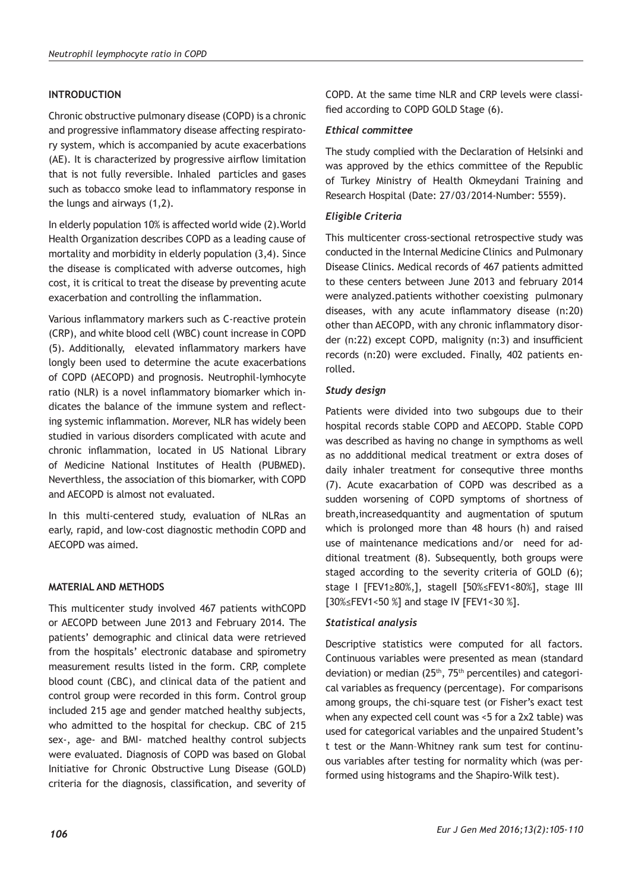## INTRODUCTION

Chronic obstructive pulmonary disease (COPD) is a chronic and progressive inflammatory disease affecting respiratory system, which is accompanied by acute exacerbations (AE). It is characterized by progressive airflow limitation that is not fully reversible. Inhaled particles and gases such as tobacco smoke lead to inflammatory response in the lungs and airways (1,2).

In elderly population 10% is affected world wide (2).World Health Organization describes COPD as a leading cause of mortality and morbidity in elderly population (3,4). Since the disease is complicated with adverse outcomes, high cost, it is critical to treat the disease by preventing acute exacerbation and controlling the inflammation.

Various inflammatory markers such as C-reactive protein (CRP), and white blood cell (WBC) count increase in COPD (5). Additionally, elevated inflammatory markers have longly been used to determine the acute exacerbations of COPD (AECOPD) and prognosis. Neutrophil-lymhocyte ratio (NLR) is a novel inflammatory biomarker which indicates the balance of the immune system and reflecting systemic inflammation. Morever, NLR has widely been studied in various disorders complicated with acute and chronic inflammation, located in US National Library of Medicine National Institutes of Health (PUBMED). Neverthless, the association of this biomarker, with COPD and AECOPD is almost not evaluated.

In this multi-centered study, evaluation of NLRas an early, rapid, and low-cost diagnostic methodin COPD and AECOPD was aimed.

## MATERIAL AND METHODS

This multicenter study involved 467 patients withCOPD or AECOPD between June 2013 and February 2014. The patients' demographic and clinical data were retrieved from the hospitals' electronic database and spirometry measurement results listed in the form. CRP, complete blood count (CBC), and clinical data of the patient and control group were recorded in this form. Control group included 215 age and gender matched healthy subjects, who admitted to the hospital for checkup. CBC of 215 sex-, age- and BMI- matched healthy control subjects were evaluated. Diagnosis of COPD was based on Global Initiative for Chronic Obstructive Lung Disease (GOLD) criteria for the diagnosis, classification, and severity of COPD. At the same time NLR and CRP levels were classified according to COPD GOLD Stage (6).

### *Ethical committee*

The study complied with the Declaration of Helsinki and was approved by the ethics committee of the Republic of Turkey Ministry of Health Okmeydani Training and Research Hospital (Date: 27/03/2014-Number: 5559).

### *Eligible Criteria*

This multicenter cross-sectional retrospective study was conducted in the Internal Medicine Clinics and Pulmonary Disease Clinics. Medical records of 467 patients admitted to these centers between June 2013 and february 2014 were analyzed.patients withother coexisting pulmonary diseases, with any acute inflammatory disease (n:20) other than AECOPD, with any chronic inflammatory disorder (n:22) except COPD, malignity (n:3) and insufficient records (n:20) were excluded. Finally, 402 patients enrolled.

### *Study design*

Patients were divided into two subgoups due to their hospital records stable COPD and AECOPD. Stable COPD was described as having no change in sympthoms as well as no addditional medical treatment or extra doses of daily inhaler treatment for consequtive three months (7). Acute exacarbation of COPD was described as a sudden worsening of COPD symptoms of shortness of breath,increasedquantity and augmentation of sputum which is prolonged more than 48 hours (h) and raised use of maintenance medications and/or need for additional treatment (8). Subsequently, both groups were staged according to the severity criteria of GOLD (6); stage I [$FEV_1 \geq 80\%$,], stageII [$50\% \leq FEV_1 < 80\%$], stage III [$30\% \leq FEV_1 < 50\%$] and stage IV [$FEV_1 < 30\%$].

### *Statistical analysis*

Descriptive statistics were computed for all factors. Continuous variables were presented as mean (standard deviation) or median ($25^{th}$, $75^{th}$ percentiles) and categorical variables as frequency (percentage). For comparisons among groups, the chi-square test (or Fisher's exact test when any expected cell count was <5 for a 2x2 table) was used for categorical variables and the unpaired Student's t test or the Mann–Whitney rank sum test for continuous variables after testing for normality which (was performed using histograms and the Shapiro-Wilk test).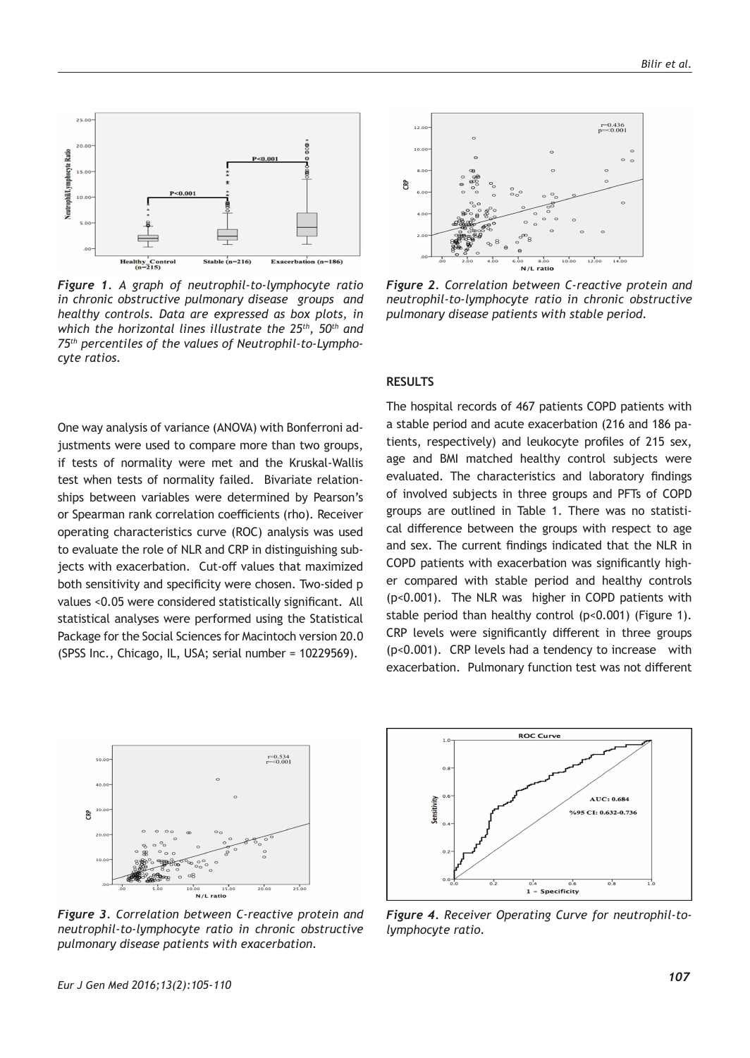*Figure 1. A graph of neutrophil-to-lymphocyte ratio in chronic obstructive pulmonary disease groups and healthy controls. Data are expressed as box plots, in which the horizontal lines illustrate the 25th, 50th and 75th percentiles of the values of Neutrophil-to-Lymphocyte ratios.*

*Figure 2. Correlation between C-reactive protein and neutrophil-to-lymphocyte ratio in chronic obstructive pulmonary disease patients with stable period.*

One way analysis of variance (ANOVA) with Bonferroni adjustments were used to compare more than two groups, if tests of normality were met and the Kruskal-Wallis test when tests of normality failed. Bivariate relationships between variables were determined by Pearson's or Spearman rank correlation coefficients (rho). Receiver operating characteristics curve (ROC) analysis was used to evaluate the role of NLR and CRP in distinguishing subjects with exacerbation. Cut-off values that maximized both sensitivity and specificity were chosen. Two-sided p values <0.05 were considered statistically significant. All statistical analyses were performed using the Statistical Package for the Social Sciences for Macintoch version 20.0 (SPSS Inc., Chicago, IL, USA; serial number = 10229569).

## RESULTS

The hospital records of 467 patients COPD patients with a stable period and acute exacerbation (216 and 186 patients, respectively) and leukocyte profiles of 215 sex, age and BMI matched healthy control subjects were evaluated. The characteristics and laboratory findings of involved subjects in three groups and PFTs of COPD groups are outlined in Table 1. There was no statistical difference between the groups with respect to age and sex. The current findings indicated that the NLR in COPD patients with exacerbation was significantly higher compared with stable period and healthy controls ($p<0.001$). The NLR was higher in COPD patients with stable period than healthy control ($p<0.001$) (Figure 1). CRP levels were significantly different in three groups ($p<0.001$). CRP levels had a tendency to increase with exacerbation. Pulmonary function test was not different

*Figure 3. Correlation between C-reactive protein and neutrophil-to-lymphocyte ratio in chronic obstructive pulmonary disease patients with exacerbation.*

*Figure 4. Receiver Operating Curve for neutrophil-to-lymphocyte ratio.*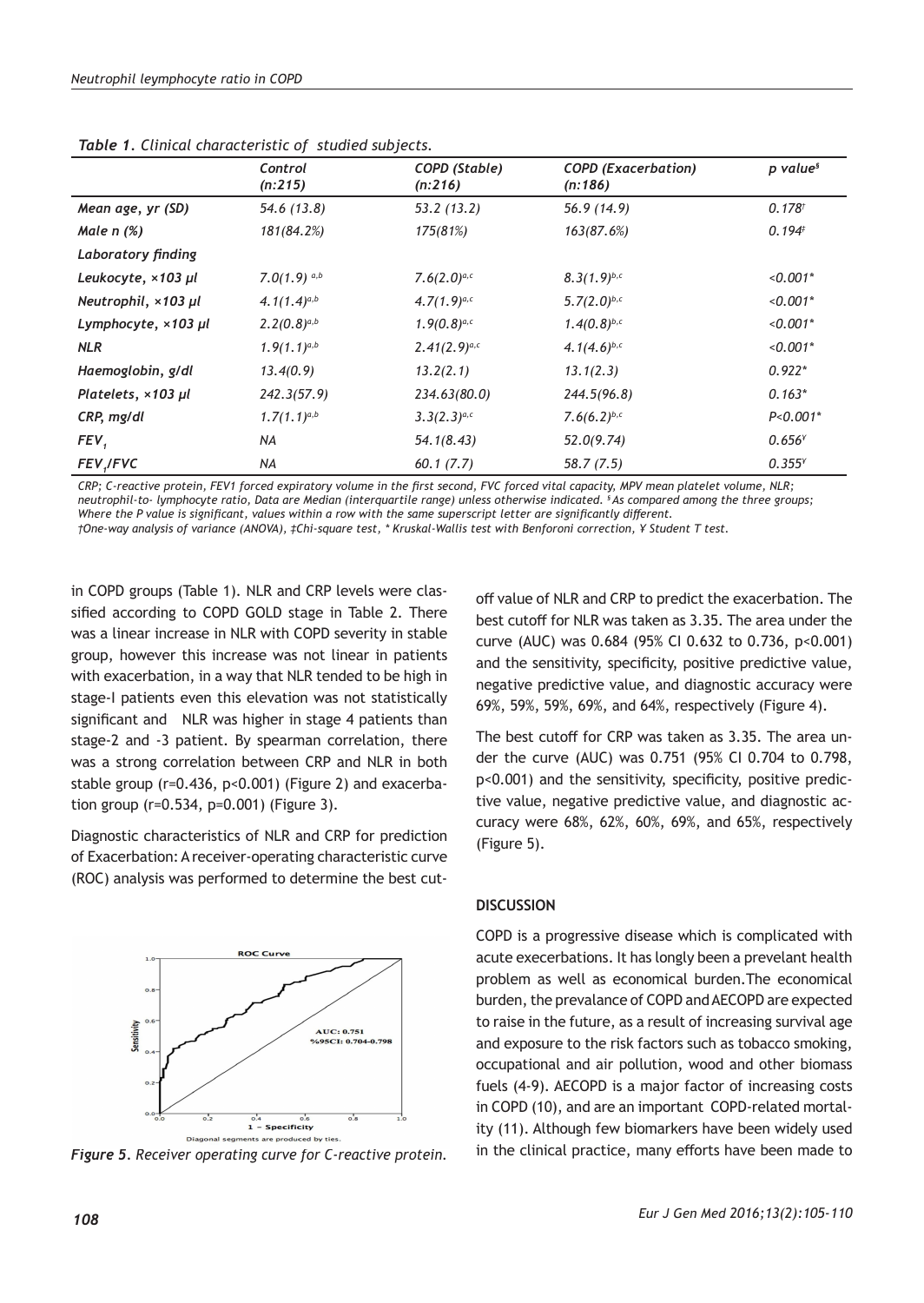*Table 1. Clinical characteristic of studied subjects.*

| | Control (n:215) | COPD (Stable) (n:216) | COPD (Exacerbation) (n:186) | p value[§] |
|---|---|---|---|---|
| ***Mean age, yr (SD)*** | 54.6 (13.8) | 53.2 (13.2) | 56.9 (14.9) | 0.178[†] |
| ***Male n (%)*** | 181(84.2%) | 175(81%) | 163(87.6%) | 0.194[‡] |
| ***Laboratory finding*** | | | | |
| ***Leukocyte, ×103 µl*** | 7.0(1.9) [a,b] | 7.6(2.0)[a,c] | 8.3(1.9)[b,c] | <0.001* |
| ***Neutrophil, ×103 µl*** | 4.1(1.4)[a,b] | 4.7(1.9)[a,c] | 5.7(2.0)[b,c] | <0.001* |
| ***Lymphocyte, ×103 µl*** | 2.2(0.8)[a,b] | 1.9(0.8)[a,c] | 1.4(0.8)[b,c] | <0.001* |
| ***NLR*** | 1.9(1.1)[a,b] | 2.41(2.9)[a,c] | 4.1(4.6)[b,c] | <0.001* |
| ***Haemoglobin, g/dl*** | 13.4(0.9) | 13.2(2.1) | 13.1(2.3) | 0.922* |
| ***Platelets, ×103 µl*** | 242.3(57.9) | 234.63(80.0) | 244.5(96.8) | 0.163* |
| ***CRP, mg/dl*** | 1.7(1.1)[a,b] | 3.3(2.3)[a,c] | 7.6(6.2)[b,c] | P<0.001* |
| ***$FEV_1$*** | NA | 54.1(8.43) | 52.0(9.74) | 0.656[¥] |
| ***$FEV_1$/FVC*** | NA | 60.1 (7.7) | 58.7 (7.5) | 0.355[¥] |

*CRP; C-reactive protein, FEV1 forced expiratory volume in the first second, FVC forced vital capacity, MPV mean platelet volume, NLR; neutrophil-to- lymphocyte ratio, Data are Median (interquartile range) unless otherwise indicated. §As compared among the three groups; Where the P value is significant, values within a row with the same superscript letter are significantly different.*
*†One-way analysis of variance (ANOVA), ‡Chi-square test, * Kruskal-Wallis test with Benforoni correction, ¥ Student T test.*

in COPD groups (Table 1). NLR and CRP levels were classified according to COPD GOLD stage in Table 2. There was a linear increase in NLR with COPD severity in stable group, however this increase was not linear in patients with exacerbation, in a way that NLR tended to be high in stage-I patients even this elevation was not statistically significant and NLR was higher in stage 4 patients than stage-2 and -3 patient. By spearman correlation, there was a strong correlation between CRP and NLR in both stable group (r=0.436, p<0.001) (Figure 2) and exacerbation group (r=0.534, p=0.001) (Figure 3).

Diagnostic characteristics of NLR and CRP for prediction of Exacerbation: A receiver-operating characteristic curve (ROC) analysis was performed to determine the best cut-off value of NLR and CRP to predict the exacerbation. The best cutoff for NLR was taken as 3.35. The area under the curve (AUC) was 0.684 (95% CI 0.632 to 0.736, p<0.001) and the sensitivity, specificity, positive predictive value, negative predictive value, and diagnostic accuracy were 69%, 59%, 59%, 69%, and 64%, respectively (Figure 4).

The best cutoff for CRP was taken as 3.35. The area under the curve (AUC) was 0.751 (95% CI 0.704 to 0.798, p<0.001) and the sensitivity, specificity, positive predictive value, negative predictive value, and diagnostic accuracy were 68%, 62%, 60%, 69%, and 65%, respectively (Figure 5).

*Figure 5. Receiver operating curve for C-reactive protein.*

## DISCUSSION

COPD is a progressive disease which is complicated with acute execerbations. It has longly been a prevelant health problem as well as economical burden.The economical burden, the prevalance of COPD and AECOPD are expected to raise in the future, as a result of increasing survival age and exposure to the risk factors such as tobacco smoking, occupational and air pollution, wood and other biomass fuels (4-9). AECOPD is a major factor of increasing costs in COPD (10), and are an important COPD-related mortality (11). Although few biomarkers have been widely used in the clinical practice, many efforts have been made to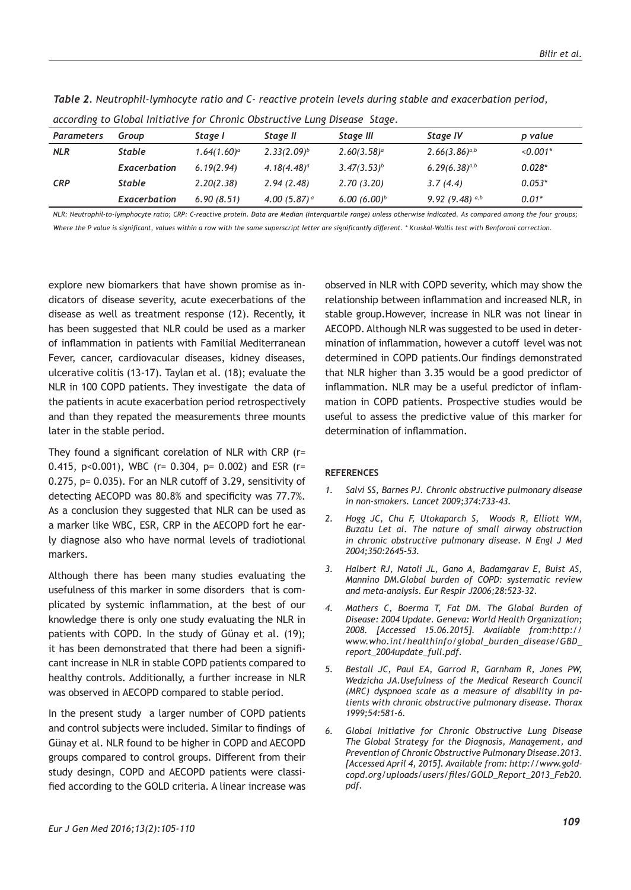*Table 2. Neutrophil-lymhocyte ratio and C- reactive protein levels during stable and exacerbation period, according to Global Initiative for Chronic Obstructive Lung Disease Stage.*

| Parameters | Group | Stage I | Stage II | Stage III | Stage IV | p value |
|---|---|---|---|---|---|---|
| NLR | Stable | 1.64(1.60)[a] | 2.33(2.09)[b] | 2.60(3.58)[a] | 2.66(3.86)[a,b] | <0.001* |
| | Exacerbation | 6.19(2.94) | 4.18(4.48)[a] | 3.47(3.53)[b] | 6.29(6.38)[a,b] | 0.028* |
| CRP | Stable | 2.20(2.38) | 2.94 (2.48) | 2.70 (3.20) | 3.7 (4.4) | 0.053* |
| | Exacerbation | 6.90 (8.51) | 4.00 (5.87) [a] | 6.00 (6.00)[b] | 9.92 (9.48) [a,b] | 0.01* |

*NLR: Neutrophil-to-lymphocyte ratio; CRP: C-reactive protein. Data are Median (interquartile range) unless otherwise indicated. As compared among the four groups; Where the P value is significant, values within a row with the same superscript letter are significantly different. * Kruskal-Wallis test with Benforoni correction.*

explore new biomarkers that have shown promise as indicators of disease severity, acute execerbations of the disease as well as treatment response (12). Recently, it has been suggested that NLR could be used as a marker of inflammation in patients with Familial Mediterranean Fever, cancer, cardiovacular diseases, kidney diseases, ulcerative colitis (13-17). Taylan et al. (18); evaluate the NLR in 100 COPD patients. They investigate the data of the patients in acute exacerbation period retrospectively and than they repated the measurements three mounts later in the stable period.

They found a significant corelation of NLR with CRP (r= 0.415, p<0.001), WBC (r= 0.304, p= 0.002) and ESR (r= 0.275, p= 0.035). For an NLR cutoff of 3.29, sensitivity of detecting AECOPD was 80.8% and specificity was 77.7%. As a conclusion they suggested that NLR can be used as a marker like WBC, ESR, CRP in the AECOPD fort he early diagnose also who have normal levels of tradiotional markers.

Although there has been many studies evaluating the usefulness of this marker in some disorders that is complicated by systemic inflammation, at the best of our knowledge there is only one study evaluating the NLR in patients with COPD. In the study of Günay et al. (19); it has been demonstrated that there had been a significant increase in NLR in stable COPD patients compared to healthy controls. Additionally, a further increase in NLR was observed in AECOPD compared to stable period.

In the present study a larger number of COPD patients and control subjects were included. Similar to findings of Günay et al. NLR found to be higher in COPD and AECOPD groups compared to control groups. Different from their study desingn, COPD and AECOPD patients were classified according to the GOLD criteria. A linear increase was observed in NLR with COPD severity, which may show the relationship between inflammation and increased NLR, in stable group.However, increase in NLR was not linear in AECOPD. Although NLR was suggested to be used in determination of inflammation, however a cutoff level was not determined in COPD patients.Our findings demonstrated that NLR higher than 3.35 would be a good predictor of inflammation. NLR may be a useful predictor of inflammation in COPD patients. Prospective studies would be useful to assess the predictive value of this marker for determination of inflammation.

## REFERENCES

1. *Salvi SS, Barnes PJ. Chronic obstructive pulmonary disease in non-smokers. Lancet 2009;374:733-43.*
2. *Hogg JC, Chu F, Utokaparch S, Woods R, Elliott WM, Buzatu Let al. The nature of small airway obstruction in chronic obstructive pulmonary disease. N Engl J Med 2004;350:2645-53.*
3. *Halbert RJ, Natoli JL, Gano A, Badamgarav E, Buist AS, Mannino DM.Global burden of COPD: systematic review and meta-analysis. Eur Respir J2006;28:523-32.*
4. *Mathers C, Boerma T, Fat DM. The Global Burden of Disease: 2004 Update. Geneva: World Health Organization; 2008. [Accessed 15.06.2015]. Available from:http://www.who.int/healthinfo/global_burden_disease/GBD_report_2004update_full.pdf.*
5. *Bestall JC, Paul EA, Garrod R, Garnham R, Jones PW, Wedzicha JA.Usefulness of the Medical Research Council (MRC) dyspnoea scale as a measure of disability in patients with chronic obstructive pulmonary disease. Thorax 1999;54:581-6.*
6. *Global Initiative for Chronic Obstructive Lung Disease The Global Strategy for the Diagnosis, Management, and Prevention of Chronic Obstructive Pulmonary Disease.2013. [Accessed April 4, 2015]. Available from: http://www.goldcopd.org/uploads/users/files/GOLD_Report_2013_Feb20.pdf.*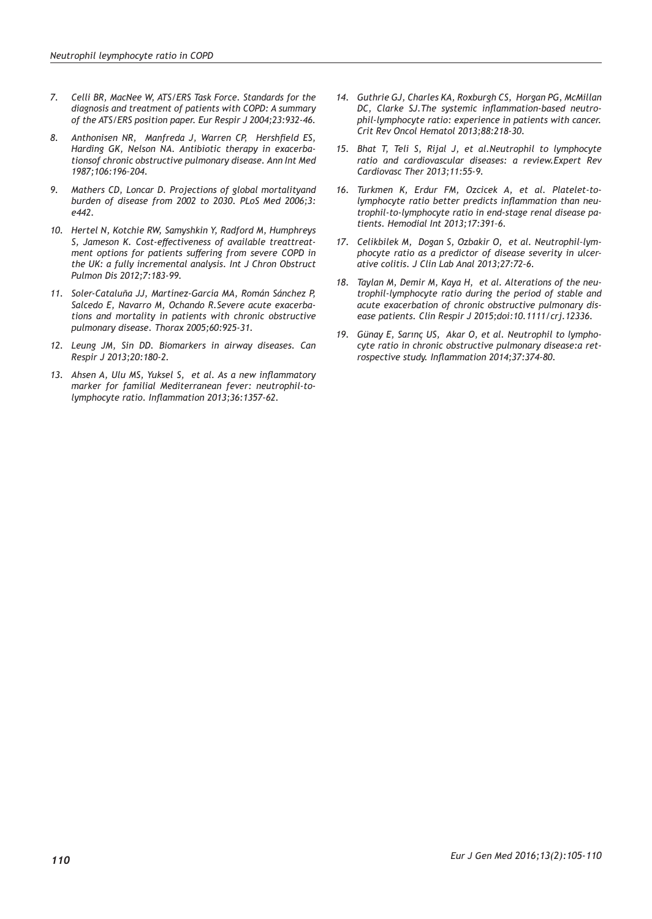7. Celli BR, MacNee W, ATS/ERS Task Force. Standards for the diagnosis and treatment of patients with COPD: A summary of the ATS/ERS position paper. Eur Respir J 2004;23:932-46.

8. Anthonisen NR, Manfreda J, Warren CP, Hershfield ES, Harding GK, Nelson NA. Antibiotic therapy in exacerbationsof chronic obstructive pulmonary disease. Ann Int Med 1987;106:196-204.

9. Mathers CD, Loncar D. Projections of global mortalityand burden of disease from 2002 to 2030. PLoS Med 2006;3: e442.

10. Hertel N, Kotchie RW, Samyshkin Y, Radford M, Humphreys S, Jameson K. Cost-effectiveness of available treattreatment options for patients suffering from severe COPD in the UK: a fully incremental analysis. Int J Chron Obstruct Pulmon Dis 2012;7:183-99.

11. Soler-Cataluña JJ, Martínez-García MA, Román Sánchez P, Salcedo E, Navarro M, Ochando R.Severe acute exacerbations and mortality in patients with chronic obstructive pulmonary disease. Thorax 2005;60:925-31.

12. Leung JM, Sin DD. Biomarkers in airway diseases. Can Respir J 2013;20:180-2.

13. Ahsen A, Ulu MS, Yuksel S, et al. As a new inflammatory marker for familial Mediterranean fever: neutrophil-to-lymphocyte ratio. Inflammation 2013;36:1357-62.

14. Guthrie GJ, Charles KA, Roxburgh CS, Horgan PG, McMillan DC, Clarke SJ.The systemic inflammation-based neutrophil-lymphocyte ratio: experience in patients with cancer. Crit Rev Oncol Hematol 2013;88:218-30.

15. Bhat T, Teli S, Rijal J, et al.Neutrophil to lymphocyte ratio and cardiovascular diseases: a review.Expert Rev Cardiovasc Ther 2013;11:55-9.

16. Turkmen K, Erdur FM, Ozcicek A, et al. Platelet-to-lymphocyte ratio better predicts inflammation than neutrophil-to-lymphocyte ratio in end-stage renal disease patients. Hemodial Int 2013;17:391-6.

17. Celikbilek M, Dogan S, Ozbakir O, et al. Neutrophil-lymphocyte ratio as a predictor of disease severity in ulcerative colitis. J Clin Lab Anal 2013;27:72-6.

18. Taylan M, Demir M, Kaya H, et al. Alterations of the neutrophil-lymphocyte ratio during the period of stable and acute exacerbation of chronic obstructive pulmonary disease patients. Clin Respir J 2015;doi:10.1111/crj.12336.

19. Günay E, Sarınç US, Akar O, et al. Neutrophil to lymphocyte ratio in chronic obstructive pulmonary disease:a retrospective study. Inflammation 2014;37:374-80.